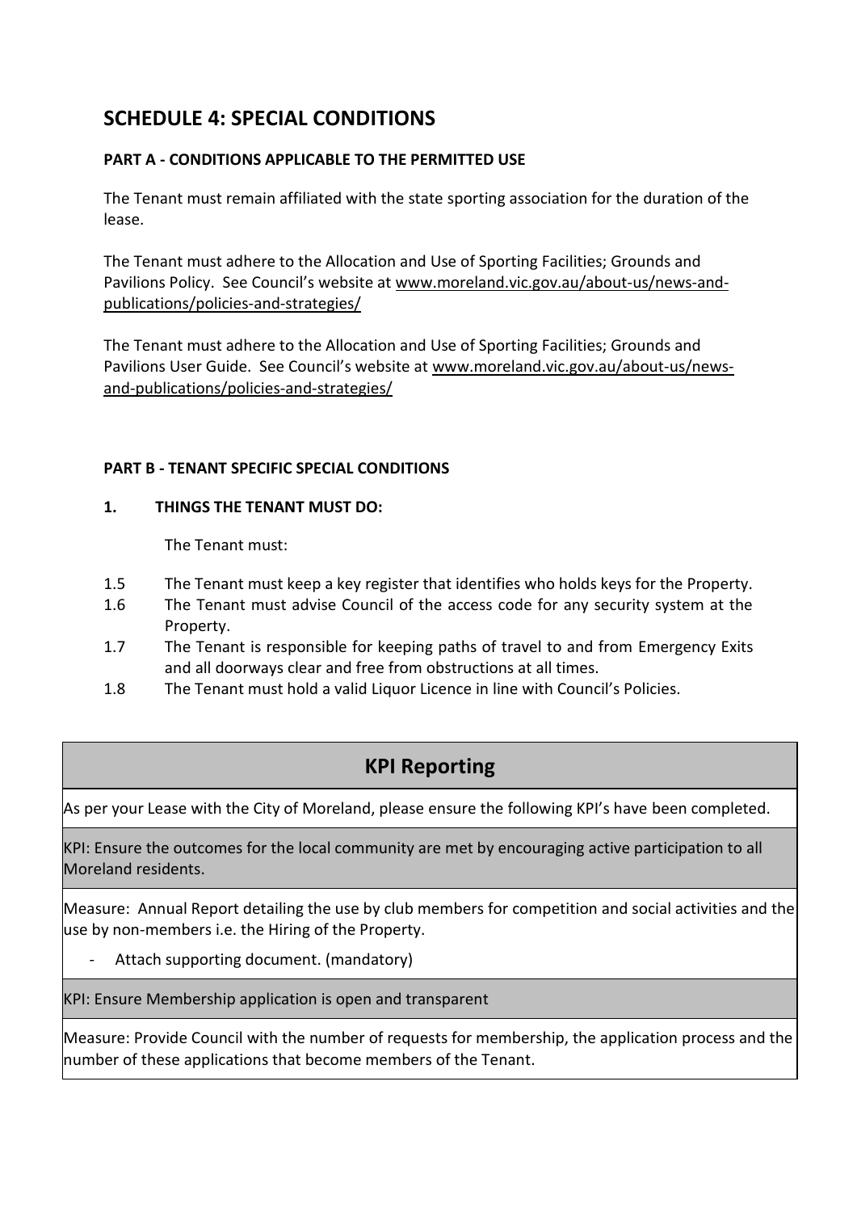## SCHEDULE 4: SPECIAL CONDITIONS

### PART A - CONDITIONS APPLICABLE TO THE PERMITTED USE

The Tenant must remain affiliated with the state sporting association for the duration of the lease.

The Tenant must adhere to the Allocation and Use of Sporting Facilities; Grounds and Pavilions Policy. See Council's website at www.moreland.vic.gov.au/about-us/news-and-publications/policies-and-strategies/

The Tenant must adhere to the Allocation and Use of Sporting Facilities; Grounds and Pavilions User Guide. See Council's website at www.moreland.vic.gov.au/about-us/news-and-publications/policies-and-strategies/

### PART B - TENANT SPECIFIC SPECIAL CONDITIONS

**1. THINGS THE TENANT MUST DO:**

The Tenant must:

1.5 The Tenant must keep a key register that identifies who holds keys for the Property.

1.6 The Tenant must advise Council of the access code for any security system at the Property.

1.7 The Tenant is responsible for keeping paths of travel to and from Emergency Exits and all doorways clear and free from obstructions at all times.

1.8 The Tenant must hold a valid Liquor Licence in line with Council's Policies.

| KPI Reporting |
|---|
| As per your Lease with the City of Moreland, please ensure the following KPI's have been completed. |
| KPI: Ensure the outcomes for the local community are met by encouraging active participation to all Moreland residents. |
| Measure: Annual Report detailing the use by club members for competition and social activities and the use by non-members i.e. the Hiring of the Property.<br>- Attach supporting document. (mandatory) |
| KPI: Ensure Membership application is open and transparent |
| Measure: Provide Council with the number of requests for membership, the application process and the number of these applications that become members of the Tenant. |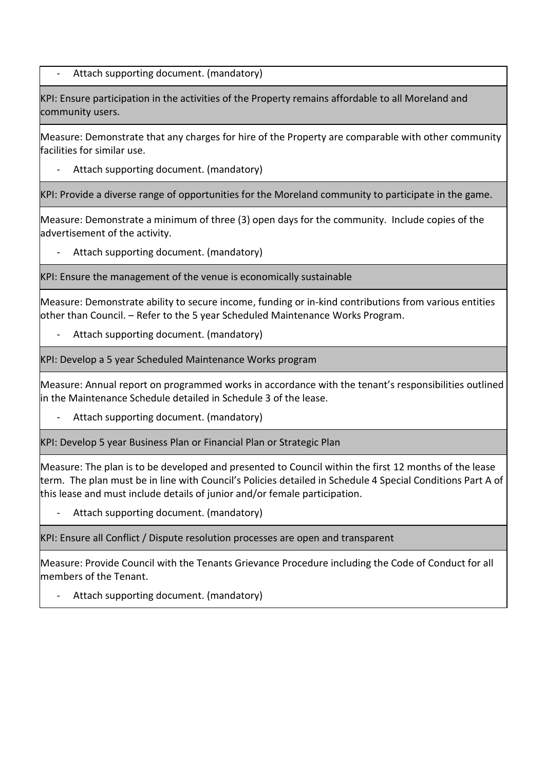- Attach supporting document. (mandatory)

**KPI: Ensure participation in the activities of the Property remains affordable to all Moreland and community users.**

Measure: Demonstrate that any charges for hire of the Property are comparable with other community facilities for similar use.

- Attach supporting document. (mandatory)

**KPI: Provide a diverse range of opportunities for the Moreland community to participate in the game.**

Measure: Demonstrate a minimum of three (3) open days for the community. Include copies of the advertisement of the activity.

- Attach supporting document. (mandatory)

**KPI: Ensure the management of the venue is economically sustainable**

Measure: Demonstrate ability to secure income, funding or in-kind contributions from various entities other than Council. – Refer to the 5 year Scheduled Maintenance Works Program.

- Attach supporting document. (mandatory)

**KPI: Develop a 5 year Scheduled Maintenance Works program**

Measure: Annual report on programmed works in accordance with the tenant's responsibilities outlined in the Maintenance Schedule detailed in Schedule 3 of the lease.

- Attach supporting document. (mandatory)

**KPI: Develop 5 year Business Plan or Financial Plan or Strategic Plan**

Measure: The plan is to be developed and presented to Council within the first 12 months of the lease term. The plan must be in line with Council's Policies detailed in Schedule 4 Special Conditions Part A of this lease and must include details of junior and/or female participation.

- Attach supporting document. (mandatory)

**KPI: Ensure all Conflict / Dispute resolution processes are open and transparent**

Measure: Provide Council with the Tenants Grievance Procedure including the Code of Conduct for all members of the Tenant.

- Attach supporting document. (mandatory)